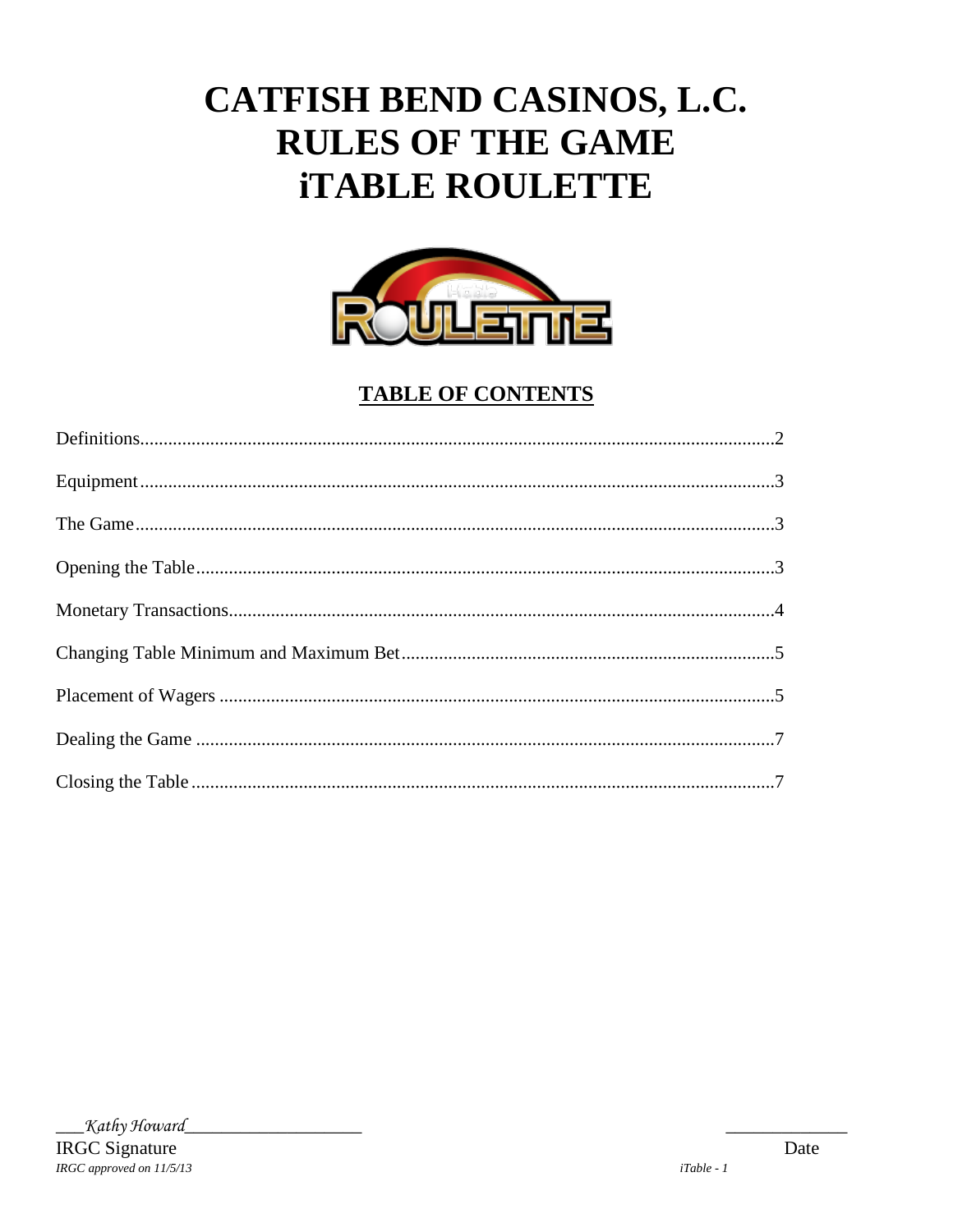# CATFISH BEND CASINOS, L.C.
# RULES OF THE GAME
# iTABLE ROULETTE

## TABLE OF CONTENTS

| | |
|---|---|
| Definitions | 2 |
| Equipment | 3 |
| The Game | 3 |
| Opening the Table | 3 |
| Monetary Transactions | 4 |
| Changing Table Minimum and Maximum Bet | 5 |
| Placement of Wagers | 5 |
| Dealing the Game | 7 |
| Closing the Table | 7 |

___*Kathy Howard*___________________ _____________

IRGC Signature Date

*IRGC approved on 11/5/13*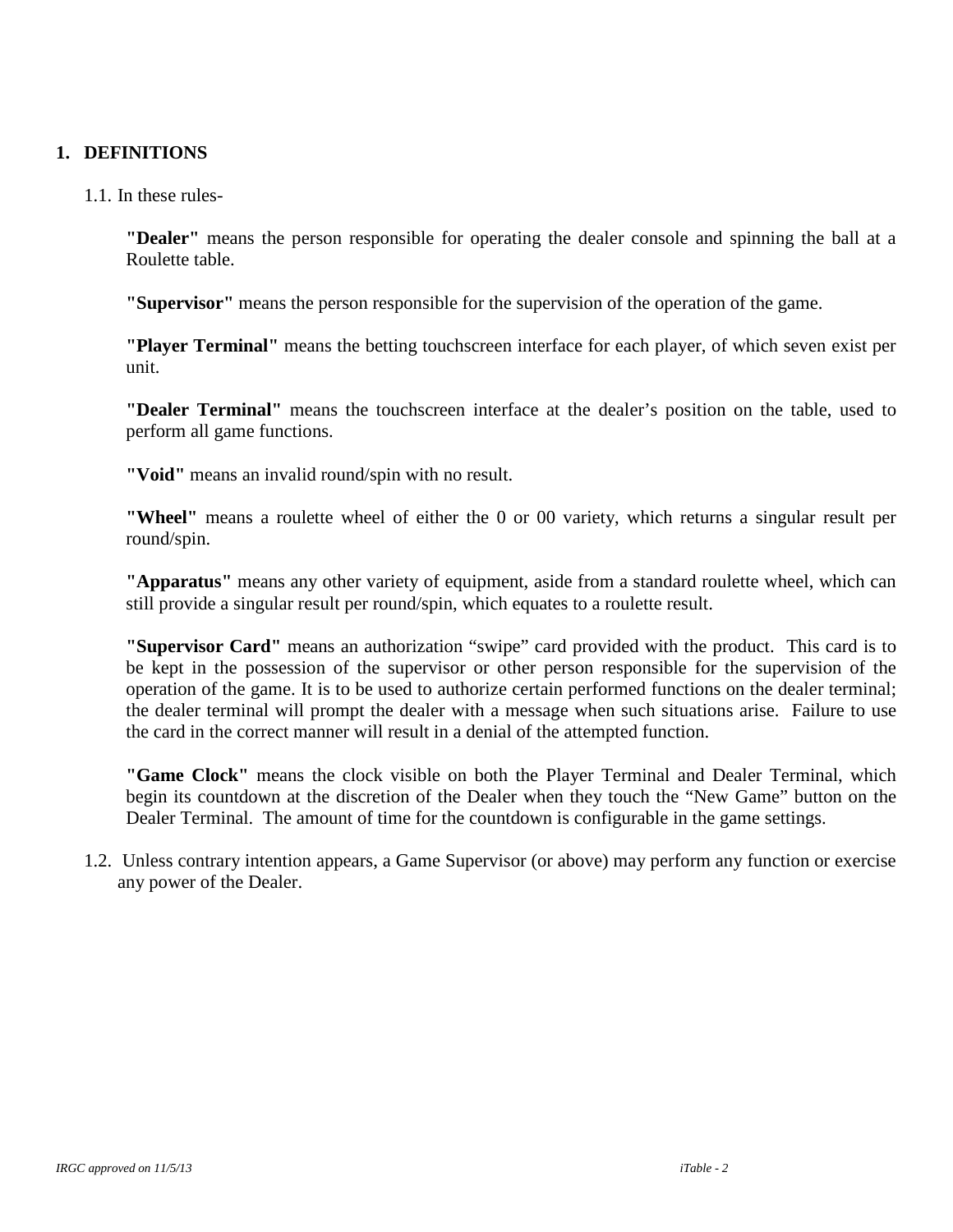## 1. DEFINITIONS

1.1. In these rules-

**"Dealer"** means the person responsible for operating the dealer console and spinning the ball at a Roulette table.

**"Supervisor"** means the person responsible for the supervision of the operation of the game.

**"Player Terminal"** means the betting touchscreen interface for each player, of which seven exist per unit.

**"Dealer Terminal"** means the touchscreen interface at the dealer's position on the table, used to perform all game functions.

**"Void"** means an invalid round/spin with no result.

**"Wheel"** means a roulette wheel of either the 0 or 00 variety, which returns a singular result per round/spin.

**"Apparatus"** means any other variety of equipment, aside from a standard roulette wheel, which can still provide a singular result per round/spin, which equates to a roulette result.

**"Supervisor Card"** means an authorization "swipe" card provided with the product. This card is to be kept in the possession of the supervisor or other person responsible for the supervision of the operation of the game. It is to be used to authorize certain performed functions on the dealer terminal; the dealer terminal will prompt the dealer with a message when such situations arise. Failure to use the card in the correct manner will result in a denial of the attempted function.

**"Game Clock"** means the clock visible on both the Player Terminal and Dealer Terminal, which begin its countdown at the discretion of the Dealer when they touch the "New Game" button on the Dealer Terminal. The amount of time for the countdown is configurable in the game settings.

1.2. Unless contrary intention appears, a Game Supervisor (or above) may perform any function or exercise any power of the Dealer.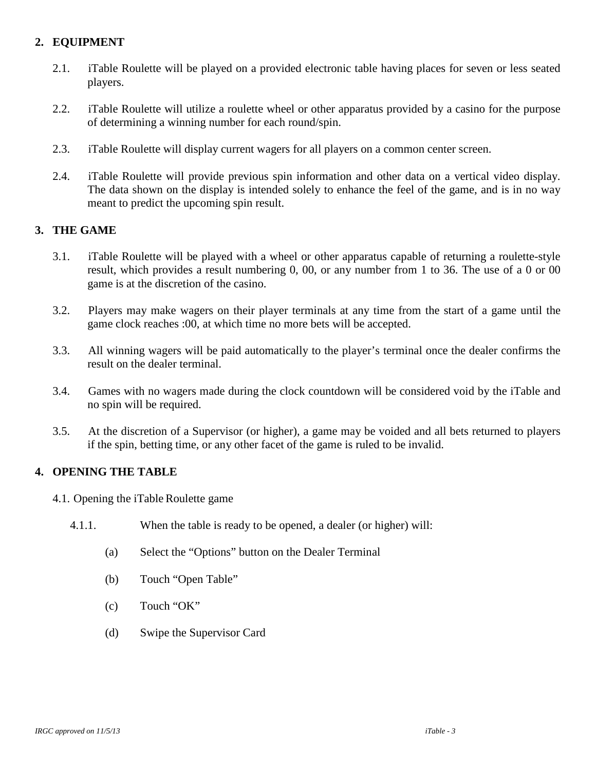## 2. EQUIPMENT

2.1. iTable Roulette will be played on a provided electronic table having places for seven or less seated players.

2.2. iTable Roulette will utilize a roulette wheel or other apparatus provided by a casino for the purpose of determining a winning number for each round/spin.

2.3. iTable Roulette will display current wagers for all players on a common center screen.

2.4. iTable Roulette will provide previous spin information and other data on a vertical video display. The data shown on the display is intended solely to enhance the feel of the game, and is in no way meant to predict the upcoming spin result.

## 3. THE GAME

3.1. iTable Roulette will be played with a wheel or other apparatus capable of returning a roulette-style result, which provides a result numbering 0, 00, or any number from 1 to 36. The use of a 0 or 00 game is at the discretion of the casino.

3.2. Players may make wagers on their player terminals at any time from the start of a game until the game clock reaches :00, at which time no more bets will be accepted.

3.3. All winning wagers will be paid automatically to the player's terminal once the dealer confirms the result on the dealer terminal.

3.4. Games with no wagers made during the clock countdown will be considered void by the iTable and no spin will be required.

3.5. At the discretion of a Supervisor (or higher), a game may be voided and all bets returned to players if the spin, betting time, or any other facet of the game is ruled to be invalid.

## 4. OPENING THE TABLE

4.1. Opening the iTable Roulette game

4.1.1. When the table is ready to be opened, a dealer (or higher) will:

(a) Select the "Options" button on the Dealer Terminal

(b) Touch "Open Table"

(c) Touch "OK"

(d) Swipe the Supervisor Card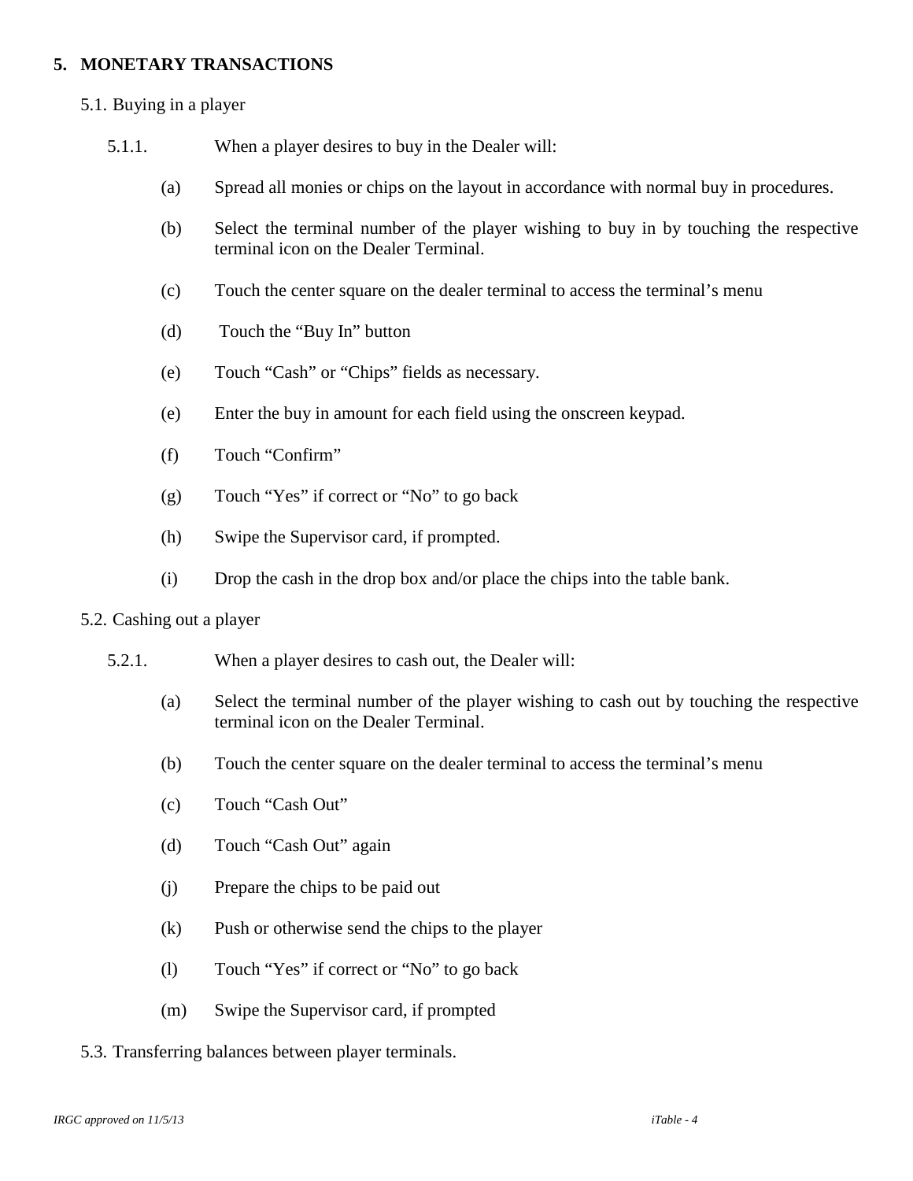## 5. MONETARY TRANSACTIONS

5.1. Buying in a player

5.1.1. When a player desires to buy in the Dealer will:

(a) Spread all monies or chips on the layout in accordance with normal buy in procedures.

(b) Select the terminal number of the player wishing to buy in by touching the respective terminal icon on the Dealer Terminal.

(c) Touch the center square on the dealer terminal to access the terminal's menu

(d) Touch the "Buy In" button

(e) Touch "Cash" or "Chips" fields as necessary.

(e) Enter the buy in amount for each field using the onscreen keypad.

(f) Touch "Confirm"

(g) Touch "Yes" if correct or "No" to go back

(h) Swipe the Supervisor card, if prompted.

(i) Drop the cash in the drop box and/or place the chips into the table bank.

5.2. Cashing out a player

5.2.1. When a player desires to cash out, the Dealer will:

(a) Select the terminal number of the player wishing to cash out by touching the respective terminal icon on the Dealer Terminal.

(b) Touch the center square on the dealer terminal to access the terminal's menu

(c) Touch "Cash Out"

(d) Touch "Cash Out" again

(j) Prepare the chips to be paid out

(k) Push or otherwise send the chips to the player

(l) Touch "Yes" if correct or "No" to go back

(m) Swipe the Supervisor card, if prompted

5.3. Transferring balances between player terminals.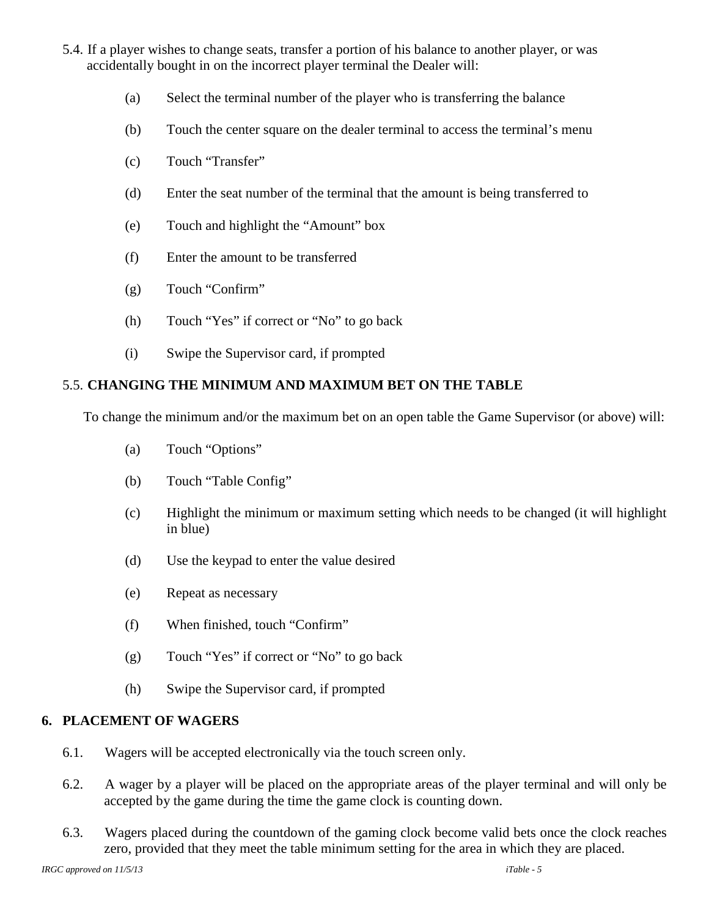5.4. If a player wishes to change seats, transfer a portion of his balance to another player, or was accidentally bought in on the incorrect player terminal the Dealer will:

(a) Select the terminal number of the player who is transferring the balance

(b) Touch the center square on the dealer terminal to access the terminal's menu

(c) Touch "Transfer"

(d) Enter the seat number of the terminal that the amount is being transferred to

(e) Touch and highlight the "Amount" box

(f) Enter the amount to be transferred

(g) Touch "Confirm"

(h) Touch "Yes" if correct or "No" to go back

(i) Swipe the Supervisor card, if prompted

### 5.5. CHANGING THE MINIMUM AND MAXIMUM BET ON THE TABLE

To change the minimum and/or the maximum bet on an open table the Game Supervisor (or above) will:

(a) Touch "Options"

(b) Touch "Table Config"

(c) Highlight the minimum or maximum setting which needs to be changed (it will highlight in blue)

(d) Use the keypad to enter the value desired

(e) Repeat as necessary

(f) When finished, touch "Confirm"

(g) Touch "Yes" if correct or "No" to go back

(h) Swipe the Supervisor card, if prompted

## 6. PLACEMENT OF WAGERS

6.1. Wagers will be accepted electronically via the touch screen only.

6.2. A wager by a player will be placed on the appropriate areas of the player terminal and will only be accepted by the game during the time the game clock is counting down.

6.3. Wagers placed during the countdown of the gaming clock become valid bets once the clock reaches zero, provided that they meet the table minimum setting for the area in which they are placed.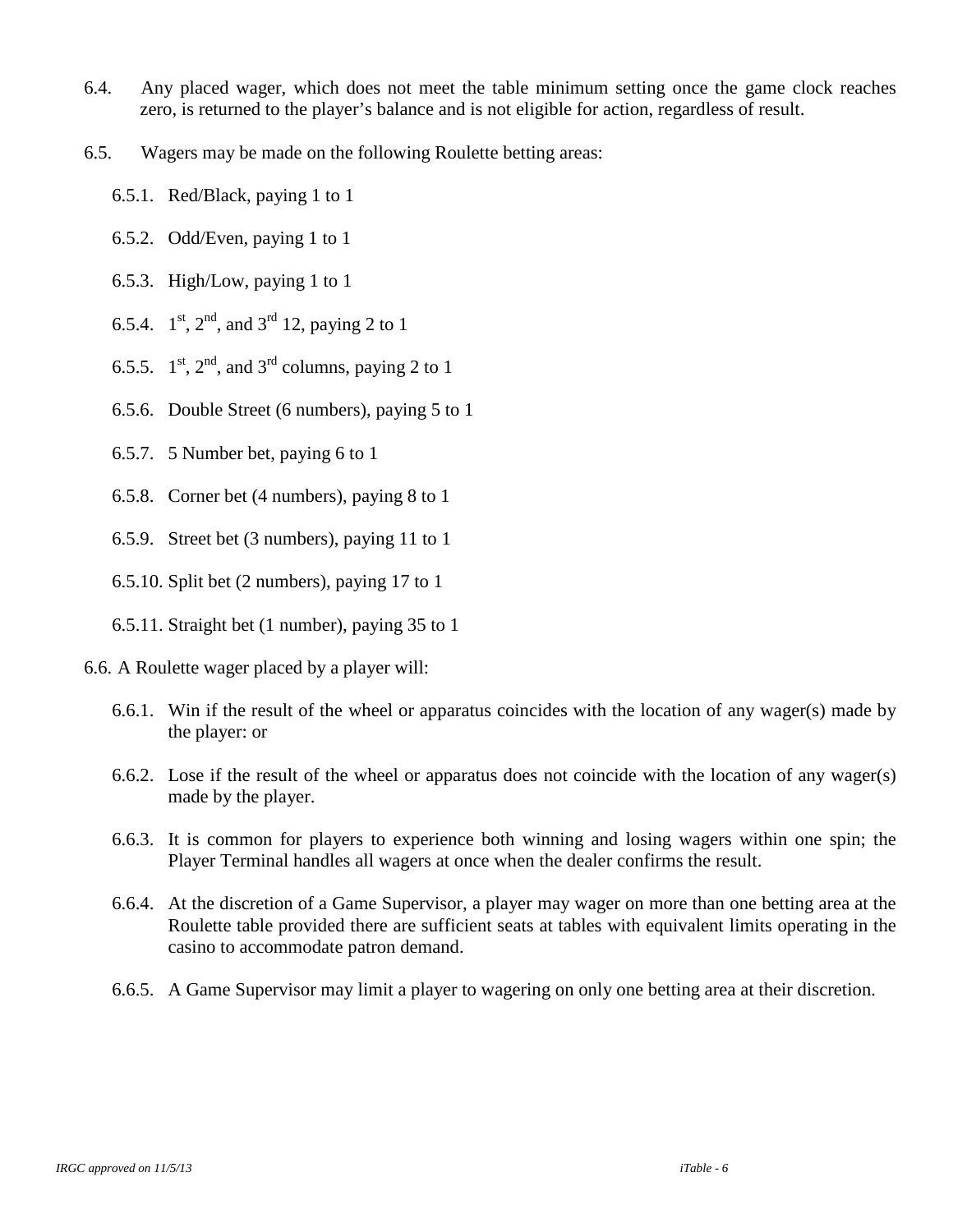6.4. Any placed wager, which does not meet the table minimum setting once the game clock reaches zero, is returned to the player's balance and is not eligible for action, regardless of result.

6.5. Wagers may be made on the following Roulette betting areas:

- 6.5.1. Red/Black, paying 1 to 1
- 6.5.2. Odd/Even, paying 1 to 1
- 6.5.3. High/Low, paying 1 to 1
- 6.5.4. 1st, 2nd, and 3rd 12, paying 2 to 1
- 6.5.5. 1st, 2nd, and 3rd columns, paying 2 to 1
- 6.5.6. Double Street (6 numbers), paying 5 to 1
- 6.5.7. 5 Number bet, paying 6 to 1
- 6.5.8. Corner bet (4 numbers), paying 8 to 1
- 6.5.9. Street bet (3 numbers), paying 11 to 1
- 6.5.10. Split bet (2 numbers), paying 17 to 1
- 6.5.11. Straight bet (1 number), paying 35 to 1

6.6. A Roulette wager placed by a player will:

- 6.6.1. Win if the result of the wheel or apparatus coincides with the location of any wager(s) made by the player: or
- 6.6.2. Lose if the result of the wheel or apparatus does not coincide with the location of any wager(s) made by the player.
- 6.6.3. It is common for players to experience both winning and losing wagers within one spin; the Player Terminal handles all wagers at once when the dealer confirms the result.
- 6.6.4. At the discretion of a Game Supervisor, a player may wager on more than one betting area at the Roulette table provided there are sufficient seats at tables with equivalent limits operating in the casino to accommodate patron demand.
- 6.6.5. A Game Supervisor may limit a player to wagering on only one betting area at their discretion.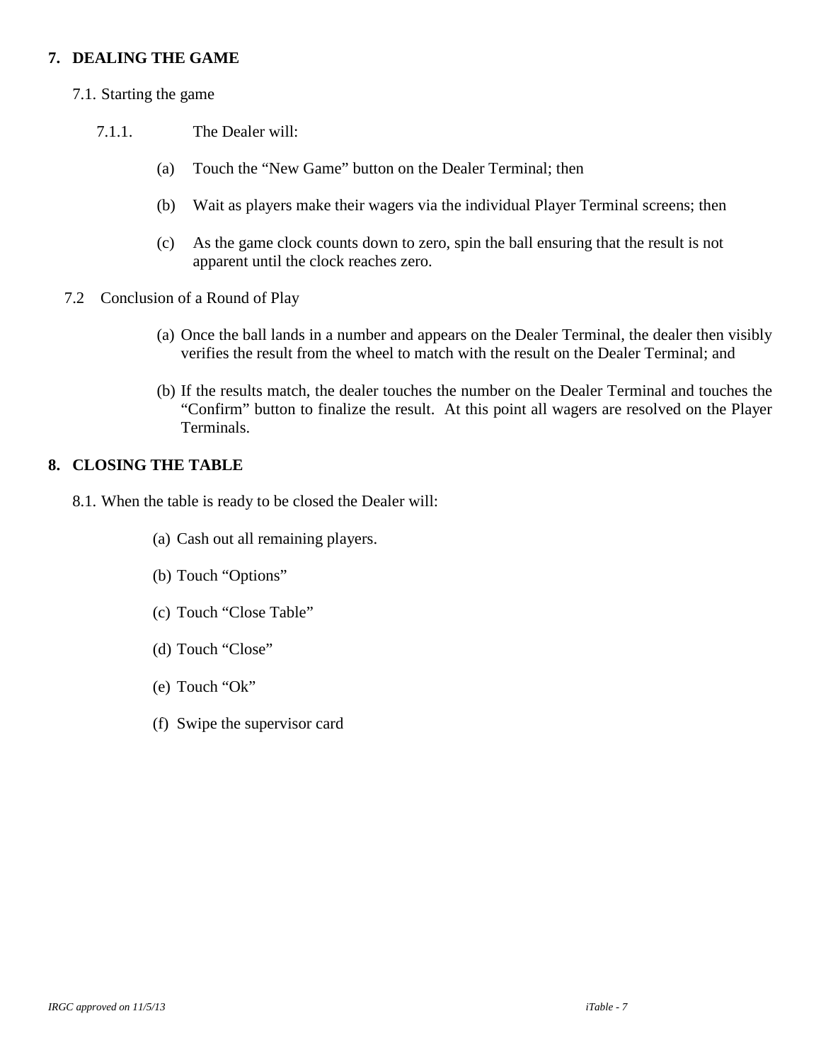## 7. DEALING THE GAME

7.1. Starting the game

7.1.1. The Dealer will:

(a) Touch the "New Game" button on the Dealer Terminal; then

(b) Wait as players make their wagers via the individual Player Terminal screens; then

(c) As the game clock counts down to zero, spin the ball ensuring that the result is not apparent until the clock reaches zero.

7.2 Conclusion of a Round of Play

(a) Once the ball lands in a number and appears on the Dealer Terminal, the dealer then visibly verifies the result from the wheel to match with the result on the Dealer Terminal; and

(b) If the results match, the dealer touches the number on the Dealer Terminal and touches the "Confirm" button to finalize the result. At this point all wagers are resolved on the Player Terminals.

## 8. CLOSING THE TABLE

8.1. When the table is ready to be closed the Dealer will:

(a) Cash out all remaining players.

(b) Touch "Options"

(c) Touch "Close Table"

(d) Touch "Close"

(e) Touch "Ok"

(f) Swipe the supervisor card